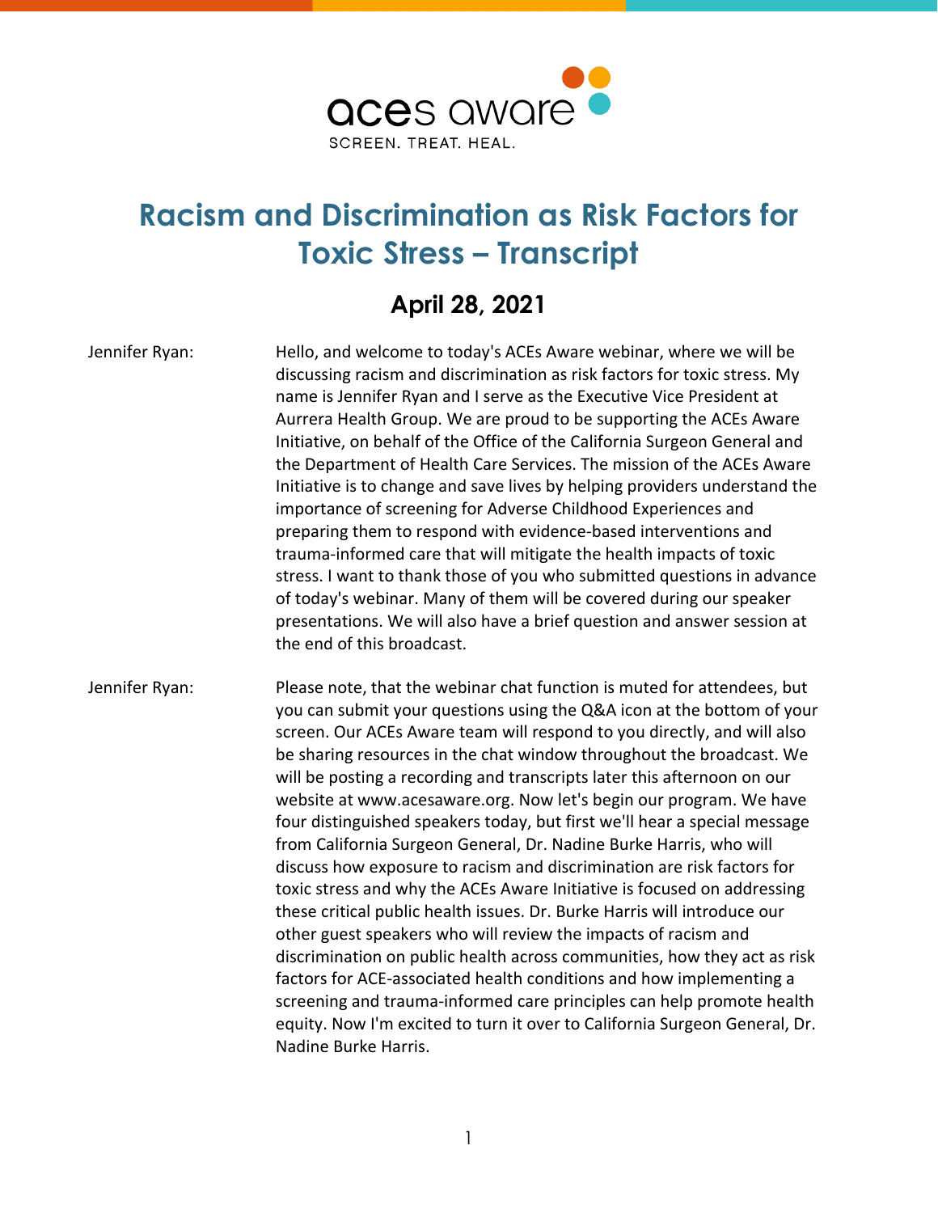aces aware

SCREEN. TREAT. HEAL.

# Racism and Discrimination as Risk Factors for Toxic Stress – Transcript

## April 28, 2021

Jennifer Ryan: Hello, and welcome to today's ACEs Aware webinar, where we will be discussing racism and discrimination as risk factors for toxic stress. My name is Jennifer Ryan and I serve as the Executive Vice President at Aurrera Health Group. We are proud to be supporting the ACEs Aware Initiative, on behalf of the Office of the California Surgeon General and the Department of Health Care Services. The mission of the ACEs Aware Initiative is to change and save lives by helping providers understand the importance of screening for Adverse Childhood Experiences and preparing them to respond with evidence-based interventions and trauma-informed care that will mitigate the health impacts of toxic stress. I want to thank those of you who submitted questions in advance of today's webinar. Many of them will be covered during our speaker presentations. We will also have a brief question and answer session at the end of this broadcast.

Jennifer Ryan: Please note, that the webinar chat function is muted for attendees, but you can submit your questions using the Q&A icon at the bottom of your screen. Our ACEs Aware team will respond to you directly, and will also be sharing resources in the chat window throughout the broadcast. We will be posting a recording and transcripts later this afternoon on our website at www.acesaware.org. Now let's begin our program. We have four distinguished speakers today, but first we'll hear a special message from California Surgeon General, Dr. Nadine Burke Harris, who will discuss how exposure to racism and discrimination are risk factors for toxic stress and why the ACEs Aware Initiative is focused on addressing these critical public health issues. Dr. Burke Harris will introduce our other guest speakers who will review the impacts of racism and discrimination on public health across communities, how they act as risk factors for ACE-associated health conditions and how implementing a screening and trauma-informed care principles can help promote health equity. Now I'm excited to turn it over to California Surgeon General, Dr. Nadine Burke Harris.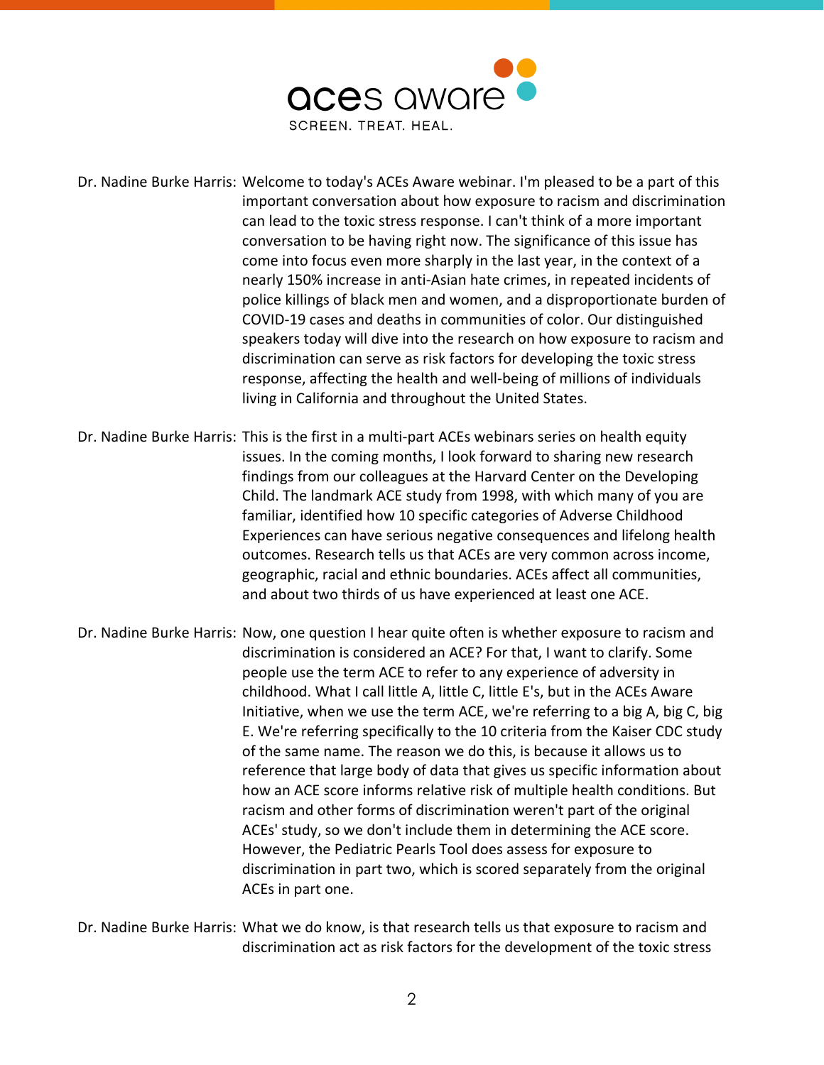Dr. Nadine Burke Harris: Welcome to today's ACEs Aware webinar. I'm pleased to be a part of this important conversation about how exposure to racism and discrimination can lead to the toxic stress response. I can't think of a more important conversation to be having right now. The significance of this issue has come into focus even more sharply in the last year, in the context of a nearly 150% increase in anti-Asian hate crimes, in repeated incidents of police killings of black men and women, and a disproportionate burden of COVID-19 cases and deaths in communities of color. Our distinguished speakers today will dive into the research on how exposure to racism and discrimination can serve as risk factors for developing the toxic stress response, affecting the health and well-being of millions of individuals living in California and throughout the United States.

Dr. Nadine Burke Harris: This is the first in a multi-part ACEs webinars series on health equity issues. In the coming months, I look forward to sharing new research findings from our colleagues at the Harvard Center on the Developing Child. The landmark ACE study from 1998, with which many of you are familiar, identified how 10 specific categories of Adverse Childhood Experiences can have serious negative consequences and lifelong health outcomes. Research tells us that ACEs are very common across income, geographic, racial and ethnic boundaries. ACEs affect all communities, and about two thirds of us have experienced at least one ACE.

Dr. Nadine Burke Harris: Now, one question I hear quite often is whether exposure to racism and discrimination is considered an ACE? For that, I want to clarify. Some people use the term ACE to refer to any experience of adversity in childhood. What I call little A, little C, little E's, but in the ACEs Aware Initiative, when we use the term ACE, we're referring to a big A, big C, big E. We're referring specifically to the 10 criteria from the Kaiser CDC study of the same name. The reason we do this, is because it allows us to reference that large body of data that gives us specific information about how an ACE score informs relative risk of multiple health conditions. But racism and other forms of discrimination weren't part of the original ACEs' study, so we don't include them in determining the ACE score. However, the Pediatric Pearls Tool does assess for exposure to discrimination in part two, which is scored separately from the original ACEs in part one.

Dr. Nadine Burke Harris: What we do know, is that research tells us that exposure to racism and discrimination act as risk factors for the development of the toxic stress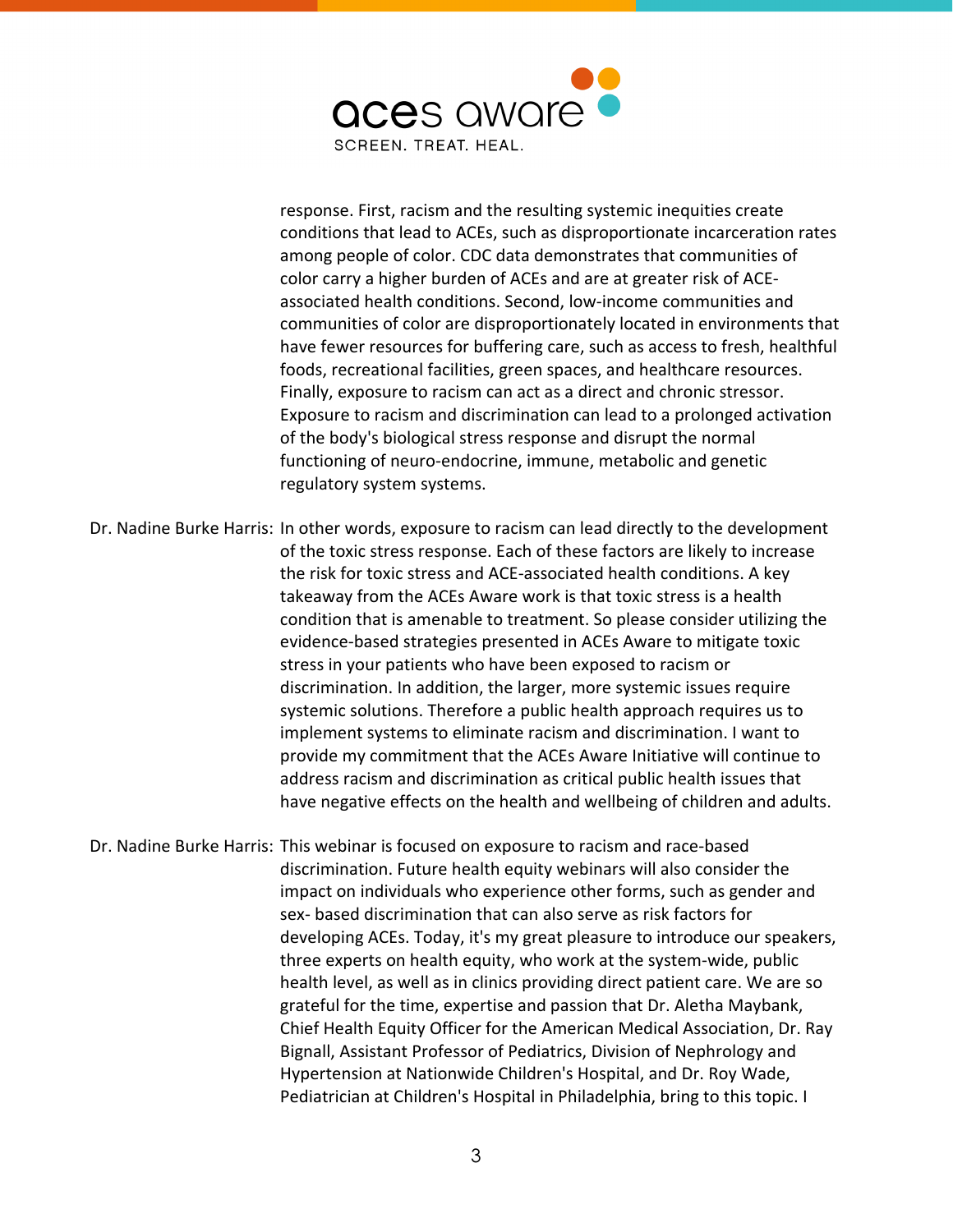response. First, racism and the resulting systemic inequities create conditions that lead to ACEs, such as disproportionate incarceration rates among people of color. CDC data demonstrates that communities of color carry a higher burden of ACEs and are at greater risk of ACE-associated health conditions. Second, low-income communities and communities of color are disproportionately located in environments that have fewer resources for buffering care, such as access to fresh, healthful foods, recreational facilities, green spaces, and healthcare resources. Finally, exposure to racism can act as a direct and chronic stressor. Exposure to racism and discrimination can lead to a prolonged activation of the body's biological stress response and disrupt the normal functioning of neuro-endocrine, immune, metabolic and genetic regulatory system systems.

Dr. Nadine Burke Harris: In other words, exposure to racism can lead directly to the development of the toxic stress response. Each of these factors are likely to increase the risk for toxic stress and ACE-associated health conditions. A key takeaway from the ACEs Aware work is that toxic stress is a health condition that is amenable to treatment. So please consider utilizing the evidence-based strategies presented in ACEs Aware to mitigate toxic stress in your patients who have been exposed to racism or discrimination. In addition, the larger, more systemic issues require systemic solutions. Therefore a public health approach requires us to implement systems to eliminate racism and discrimination. I want to provide my commitment that the ACEs Aware Initiative will continue to address racism and discrimination as critical public health issues that have negative effects on the health and wellbeing of children and adults.

Dr. Nadine Burke Harris: This webinar is focused on exposure to racism and race-based discrimination. Future health equity webinars will also consider the impact on individuals who experience other forms, such as gender and sex- based discrimination that can also serve as risk factors for developing ACEs. Today, it's my great pleasure to introduce our speakers, three experts on health equity, who work at the system-wide, public health level, as well as in clinics providing direct patient care. We are so grateful for the time, expertise and passion that Dr. Aletha Maybank, Chief Health Equity Officer for the American Medical Association, Dr. Ray Bignall, Assistant Professor of Pediatrics, Division of Nephrology and Hypertension at Nationwide Children's Hospital, and Dr. Roy Wade, Pediatrician at Children's Hospital in Philadelphia, bring to this topic. I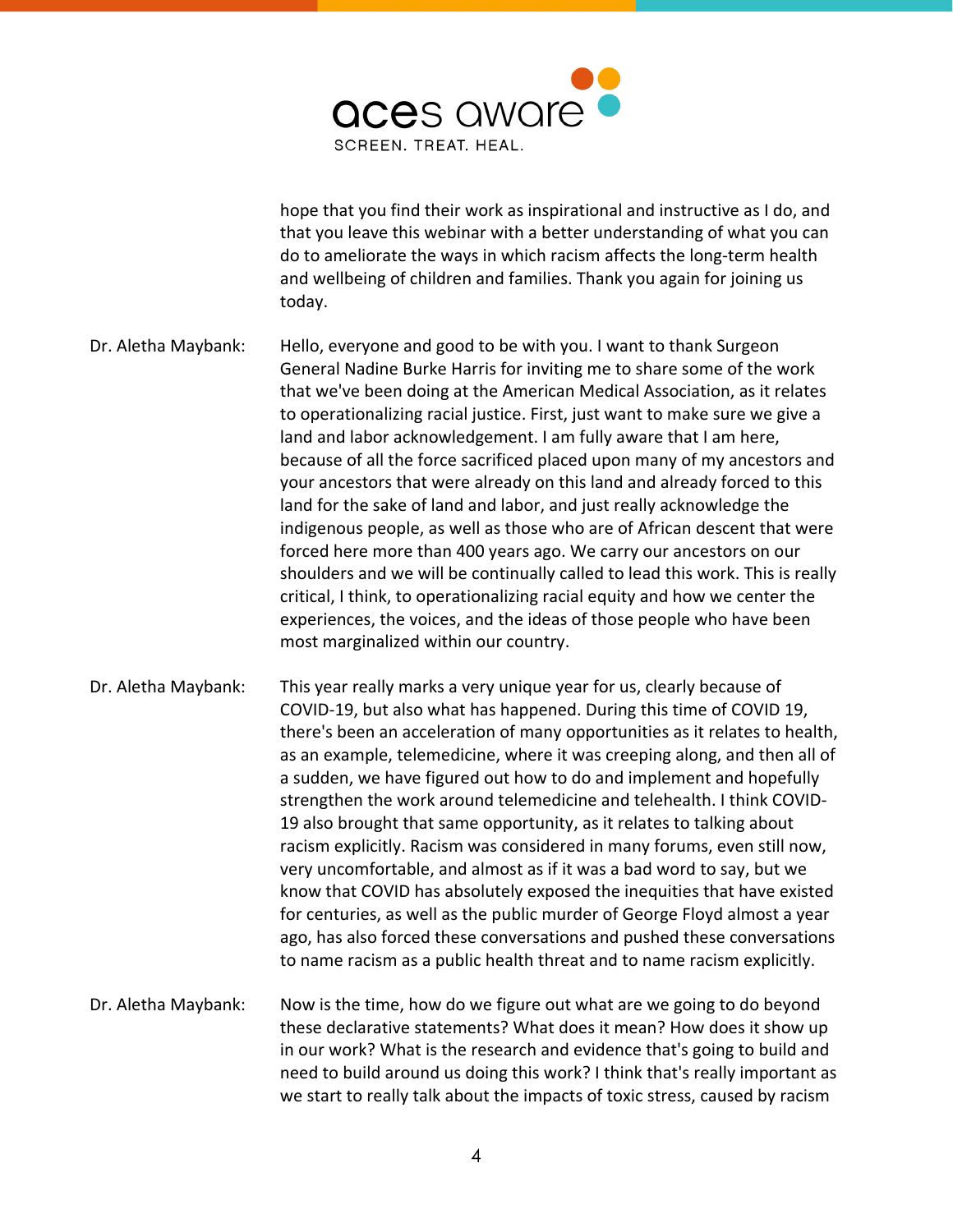hope that you find their work as inspirational and instructive as I do, and that you leave this webinar with a better understanding of what you can do to ameliorate the ways in which racism affects the long-term health and wellbeing of children and families. Thank you again for joining us today.

**Dr. Aletha Maybank:** Hello, everyone and good to be with you. I want to thank Surgeon General Nadine Burke Harris for inviting me to share some of the work that we've been doing at the American Medical Association, as it relates to operationalizing racial justice. First, just want to make sure we give a land and labor acknowledgement. I am fully aware that I am here, because of all the force sacrificed placed upon many of my ancestors and your ancestors that were already on this land and already forced to this land for the sake of land and labor, and just really acknowledge the indigenous people, as well as those who are of African descent that were forced here more than 400 years ago. We carry our ancestors on our shoulders and we will be continually called to lead this work. This is really critical, I think, to operationalizing racial equity and how we center the experiences, the voices, and the ideas of those people who have been most marginalized within our country.

**Dr. Aletha Maybank:** This year really marks a very unique year for us, clearly because of COVID-19, but also what has happened. During this time of COVID 19, there's been an acceleration of many opportunities as it relates to health, as an example, telemedicine, where it was creeping along, and then all of a sudden, we have figured out how to do and implement and hopefully strengthen the work around telemedicine and telehealth. I think COVID-19 also brought that same opportunity, as it relates to talking about racism explicitly. Racism was considered in many forums, even still now, very uncomfortable, and almost as if it was a bad word to say, but we know that COVID has absolutely exposed the inequities that have existed for centuries, as well as the public murder of George Floyd almost a year ago, has also forced these conversations and pushed these conversations to name racism as a public health threat and to name racism explicitly.

**Dr. Aletha Maybank:** Now is the time, how do we figure out what are we going to do beyond these declarative statements? What does it mean? How does it show up in our work? What is the research and evidence that's going to build and need to build around us doing this work? I think that's really important as we start to really talk about the impacts of toxic stress, caused by racism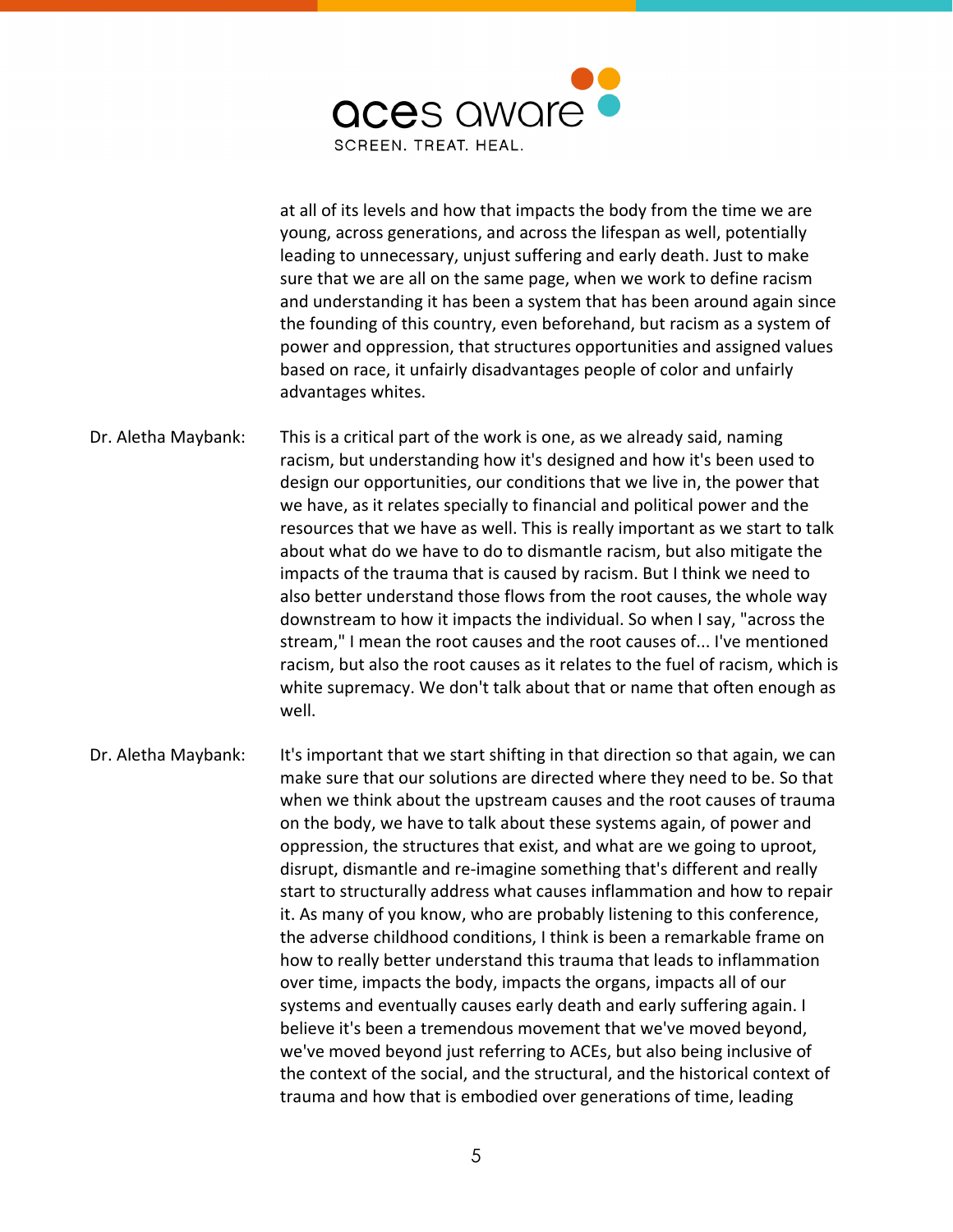at all of its levels and how that impacts the body from the time we are young, across generations, and across the lifespan as well, potentially leading to unnecessary, unjust suffering and early death. Just to make sure that we are all on the same page, when we work to define racism and understanding it has been a system that has been around again since the founding of this country, even beforehand, but racism as a system of power and oppression, that structures opportunities and assigned values based on race, it unfairly disadvantages people of color and unfairly advantages whites.

**Dr. Aletha Maybank:** This is a critical part of the work is one, as we already said, naming racism, but understanding how it's designed and how it's been used to design our opportunities, our conditions that we live in, the power that we have, as it relates specially to financial and political power and the resources that we have as well. This is really important as we start to talk about what do we have to do to dismantle racism, but also mitigate the impacts of the trauma that is caused by racism. But I think we need to also better understand those flows from the root causes, the whole way downstream to how it impacts the individual. So when I say, "across the stream," I mean the root causes and the root causes of... I've mentioned racism, but also the root causes as it relates to the fuel of racism, which is white supremacy. We don't talk about that or name that often enough as well.

**Dr. Aletha Maybank:** It's important that we start shifting in that direction so that again, we can make sure that our solutions are directed where they need to be. So that when we think about the upstream causes and the root causes of trauma on the body, we have to talk about these systems again, of power and oppression, the structures that exist, and what are we going to uproot, disrupt, dismantle and re-imagine something that's different and really start to structurally address what causes inflammation and how to repair it. As many of you know, who are probably listening to this conference, the adverse childhood conditions, I think is been a remarkable frame on how to really better understand this trauma that leads to inflammation over time, impacts the body, impacts the organs, impacts all of our systems and eventually causes early death and early suffering again. I believe it's been a tremendous movement that we've moved beyond, we've moved beyond just referring to ACEs, but also being inclusive of the context of the social, and the structural, and the historical context of trauma and how that is embodied over generations of time, leading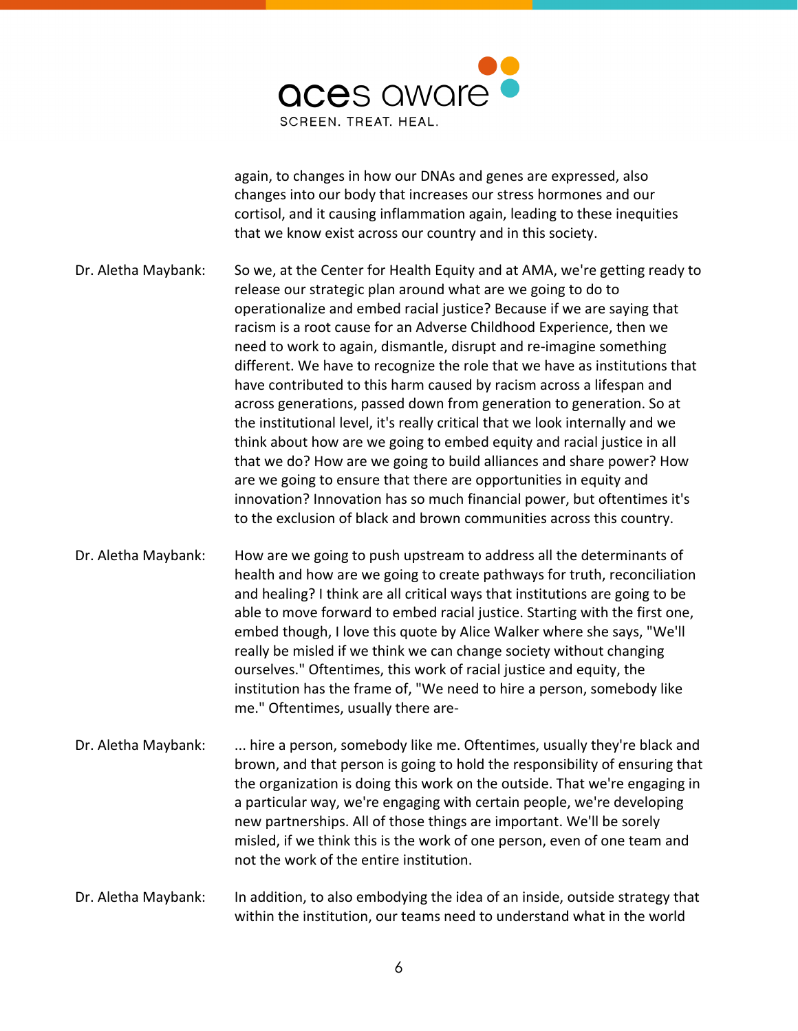again, to changes in how our DNAs and genes are expressed, also changes into our body that increases our stress hormones and our cortisol, and it causing inflammation again, leading to these inequities that we know exist across our country and in this society.

**Dr. Aletha Maybank:** So we, at the Center for Health Equity and at AMA, we're getting ready to release our strategic plan around what are we going to do to operationalize and embed racial justice? Because if we are saying that racism is a root cause for an Adverse Childhood Experience, then we need to work to again, dismantle, disrupt and re-imagine something different. We have to recognize the role that we have as institutions that have contributed to this harm caused by racism across a lifespan and across generations, passed down from generation to generation. So at the institutional level, it's really critical that we look internally and we think about how are we going to embed equity and racial justice in all that we do? How are we going to build alliances and share power? How are we going to ensure that there are opportunities in equity and innovation? Innovation has so much financial power, but oftentimes it's to the exclusion of black and brown communities across this country.

**Dr. Aletha Maybank:** How are we going to push upstream to address all the determinants of health and how are we going to create pathways for truth, reconciliation and healing? I think are all critical ways that institutions are going to be able to move forward to embed racial justice. Starting with the first one, embed though, I love this quote by Alice Walker where she says, "We'll really be misled if we think we can change society without changing ourselves." Oftentimes, this work of racial justice and equity, the institution has the frame of, "We need to hire a person, somebody like me." Oftentimes, usually there are-

**Dr. Aletha Maybank:** ... hire a person, somebody like me. Oftentimes, usually they're black and brown, and that person is going to hold the responsibility of ensuring that the organization is doing this work on the outside. That we're engaging in a particular way, we're engaging with certain people, we're developing new partnerships. All of those things are important. We'll be sorely misled, if we think this is the work of one person, even of one team and not the work of the entire institution.

**Dr. Aletha Maybank:** In addition, to also embodying the idea of an inside, outside strategy that within the institution, our teams need to understand what in the world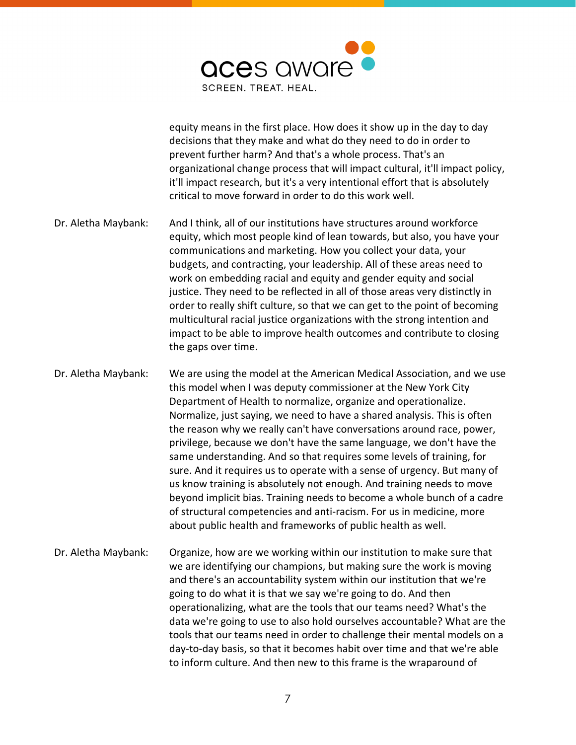equity means in the first place. How does it show up in the day to day decisions that they make and what do they need to do in order to prevent further harm? And that's a whole process. That's an organizational change process that will impact cultural, it'll impact policy, it'll impact research, but it's a very intentional effort that is absolutely critical to move forward in order to do this work well.

Dr. Aletha Maybank: And I think, all of our institutions have structures around workforce equity, which most people kind of lean towards, but also, you have your communications and marketing. How you collect your data, your budgets, and contracting, your leadership. All of these areas need to work on embedding racial and equity and gender equity and social justice. They need to be reflected in all of those areas very distinctly in order to really shift culture, so that we can get to the point of becoming multicultural racial justice organizations with the strong intention and impact to be able to improve health outcomes and contribute to closing the gaps over time.

Dr. Aletha Maybank: We are using the model at the American Medical Association, and we use this model when I was deputy commissioner at the New York City Department of Health to normalize, organize and operationalize. Normalize, just saying, we need to have a shared analysis. This is often the reason why we really can't have conversations around race, power, privilege, because we don't have the same language, we don't have the same understanding. And so that requires some levels of training, for sure. And it requires us to operate with a sense of urgency. But many of us know training is absolutely not enough. And training needs to move beyond implicit bias. Training needs to become a whole bunch of a cadre of structural competencies and anti-racism. For us in medicine, more about public health and frameworks of public health as well.

Dr. Aletha Maybank: Organize, how are we working within our institution to make sure that we are identifying our champions, but making sure the work is moving and there's an accountability system within our institution that we're going to do what it is that we say we're going to do. And then operationalizing, what are the tools that our teams need? What's the data we're going to use to also hold ourselves accountable? What are the tools that our teams need in order to challenge their mental models on a day-to-day basis, so that it becomes habit over time and that we're able to inform culture. And then new to this frame is the wraparound of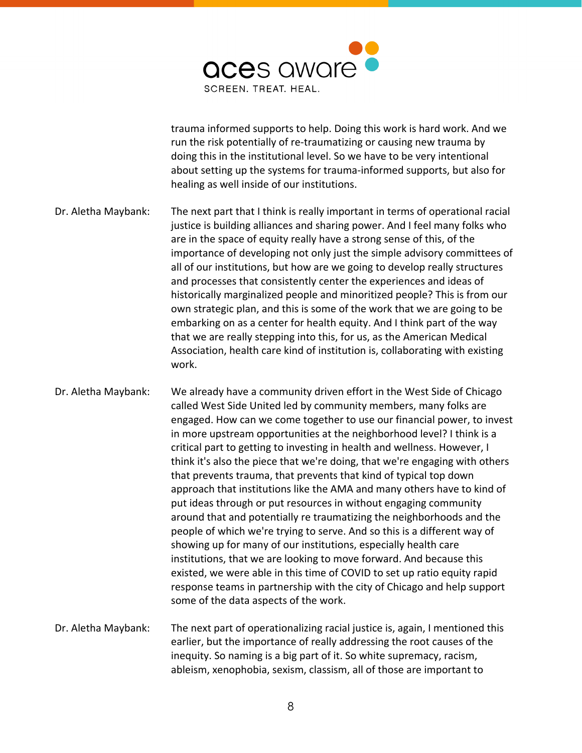trauma informed supports to help. Doing this work is hard work. And we run the risk potentially of re-traumatizing or causing new trauma by doing this in the institutional level. So we have to be very intentional about setting up the systems for trauma-informed supports, but also for healing as well inside of our institutions.

Dr. Aletha Maybank: The next part that I think is really important in terms of operational racial justice is building alliances and sharing power. And I feel many folks who are in the space of equity really have a strong sense of this, of the importance of developing not only just the simple advisory committees of all of our institutions, but how are we going to develop really structures and processes that consistently center the experiences and ideas of historically marginalized people and minoritized people? This is from our own strategic plan, and this is some of the work that we are going to be embarking on as a center for health equity. And I think part of the way that we are really stepping into this, for us, as the American Medical Association, health care kind of institution is, collaborating with existing work.

Dr. Aletha Maybank: We already have a community driven effort in the West Side of Chicago called West Side United led by community members, many folks are engaged. How can we come together to use our financial power, to invest in more upstream opportunities at the neighborhood level? I think is a critical part to getting to investing in health and wellness. However, I think it's also the piece that we're doing, that we're engaging with others that prevents trauma, that prevents that kind of typical top down approach that institutions like the AMA and many others have to kind of put ideas through or put resources in without engaging community around that and potentially re traumatizing the neighborhoods and the people of which we're trying to serve. And so this is a different way of showing up for many of our institutions, especially health care institutions, that we are looking to move forward. And because this existed, we were able in this time of COVID to set up ratio equity rapid response teams in partnership with the city of Chicago and help support some of the data aspects of the work.

Dr. Aletha Maybank: The next part of operationalizing racial justice is, again, I mentioned this earlier, but the importance of really addressing the root causes of the inequity. So naming is a big part of it. So white supremacy, racism, ableism, xenophobia, sexism, classism, all of those are important to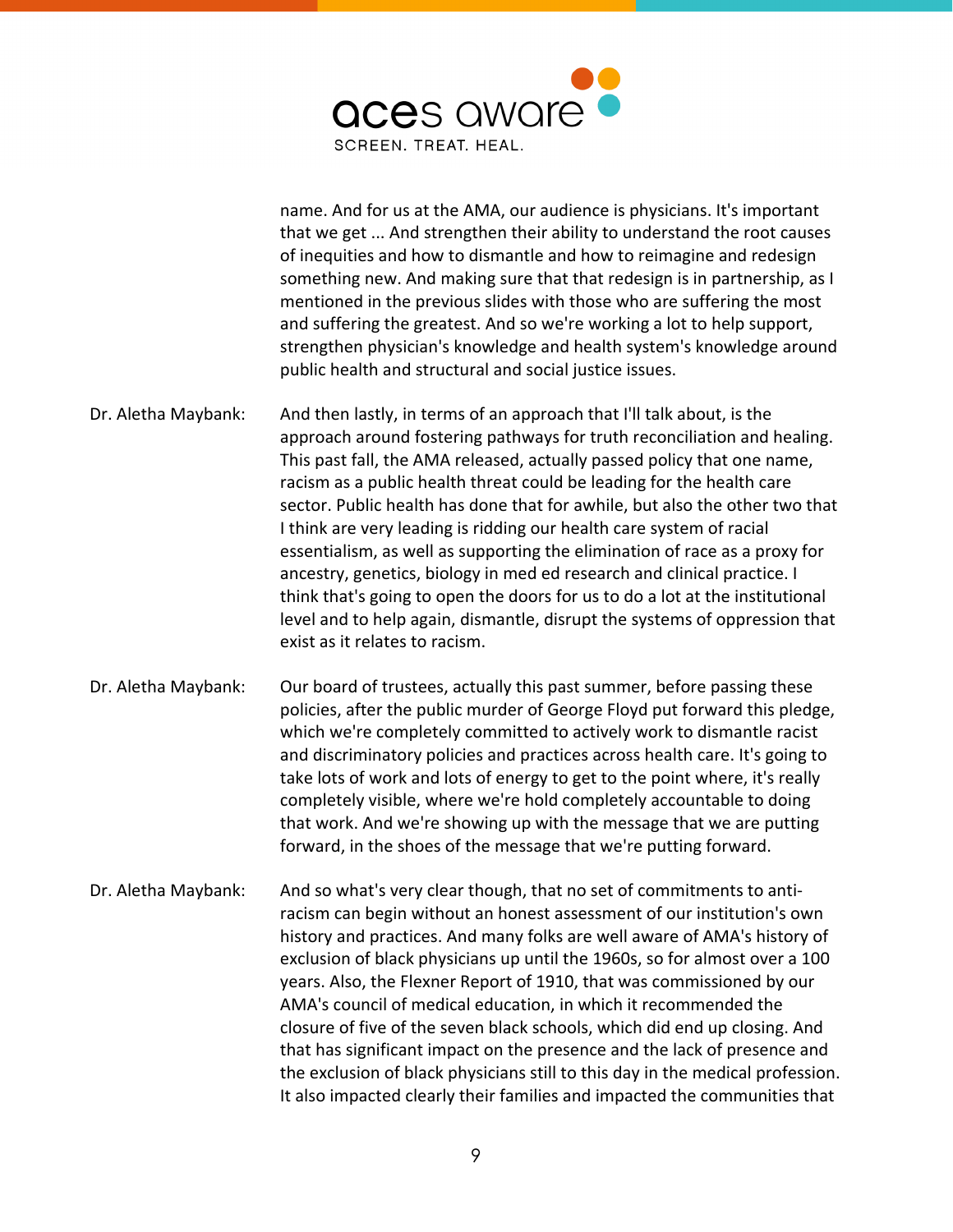name. And for us at the AMA, our audience is physicians. It's important that we get ... And strengthen their ability to understand the root causes of inequities and how to dismantle and how to reimagine and redesign something new. And making sure that that redesign is in partnership, as I mentioned in the previous slides with those who are suffering the most and suffering the greatest. And so we're working a lot to help support, strengthen physician's knowledge and health system's knowledge around public health and structural and social justice issues.

Dr. Aletha Maybank: And then lastly, in terms of an approach that I'll talk about, is the approach around fostering pathways for truth reconciliation and healing. This past fall, the AMA released, actually passed policy that one name, racism as a public health threat could be leading for the health care sector. Public health has done that for awhile, but also the other two that I think are very leading is ridding our health care system of racial essentialism, as well as supporting the elimination of race as a proxy for ancestry, genetics, biology in med ed research and clinical practice. I think that's going to open the doors for us to do a lot at the institutional level and to help again, dismantle, disrupt the systems of oppression that exist as it relates to racism.

Dr. Aletha Maybank: Our board of trustees, actually this past summer, before passing these policies, after the public murder of George Floyd put forward this pledge, which we're completely committed to actively work to dismantle racist and discriminatory policies and practices across health care. It's going to take lots of work and lots of energy to get to the point where, it's really completely visible, where we're hold completely accountable to doing that work. And we're showing up with the message that we are putting forward, in the shoes of the message that we're putting forward.

Dr. Aletha Maybank: And so what's very clear though, that no set of commitments to anti-racism can begin without an honest assessment of our institution's own history and practices. And many folks are well aware of AMA's history of exclusion of black physicians up until the 1960s, so for almost over a 100 years. Also, the Flexner Report of 1910, that was commissioned by our AMA's council of medical education, in which it recommended the closure of five of the seven black schools, which did end up closing. And that has significant impact on the presence and the lack of presence and the exclusion of black physicians still to this day in the medical profession. It also impacted clearly their families and impacted the communities that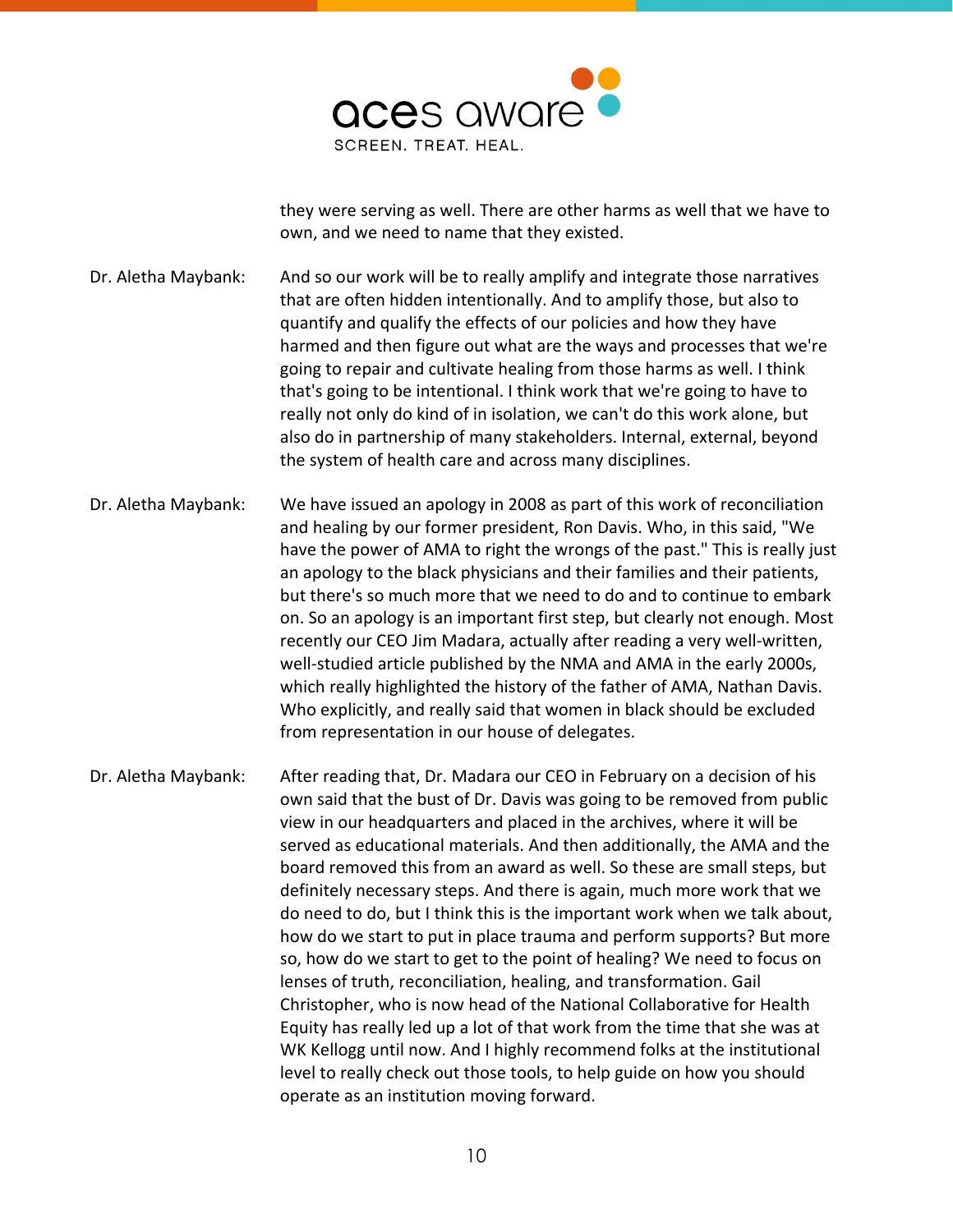they were serving as well. There are other harms as well that we have to own, and we need to name that they existed.

Dr. Aletha Maybank: And so our work will be to really amplify and integrate those narratives that are often hidden intentionally. And to amplify those, but also to quantify and qualify the effects of our policies and how they have harmed and then figure out what are the ways and processes that we're going to repair and cultivate healing from those harms as well. I think that's going to be intentional. I think work that we're going to have to really not only do kind of in isolation, we can't do this work alone, but also do in partnership of many stakeholders. Internal, external, beyond the system of health care and across many disciplines.

Dr. Aletha Maybank: We have issued an apology in 2008 as part of this work of reconciliation and healing by our former president, Ron Davis. Who, in this said, "We have the power of AMA to right the wrongs of the past." This is really just an apology to the black physicians and their families and their patients, but there's so much more that we need to do and to continue to embark on. So an apology is an important first step, but clearly not enough. Most recently our CEO Jim Madara, actually after reading a very well-written, well-studied article published by the NMA and AMA in the early 2000s, which really highlighted the history of the father of AMA, Nathan Davis. Who explicitly, and really said that women in black should be excluded from representation in our house of delegates.

Dr. Aletha Maybank: After reading that, Dr. Madara our CEO in February on a decision of his own said that the bust of Dr. Davis was going to be removed from public view in our headquarters and placed in the archives, where it will be served as educational materials. And then additionally, the AMA and the board removed this from an award as well. So these are small steps, but definitely necessary steps. And there is again, much more work that we do need to do, but I think this is the important work when we talk about, how do we start to put in place trauma and perform supports? But more so, how do we start to get to the point of healing? We need to focus on lenses of truth, reconciliation, healing, and transformation. Gail Christopher, who is now head of the National Collaborative for Health Equity has really led up a lot of that work from the time that she was at WK Kellogg until now. And I highly recommend folks at the institutional level to really check out those tools, to help guide on how you should operate as an institution moving forward.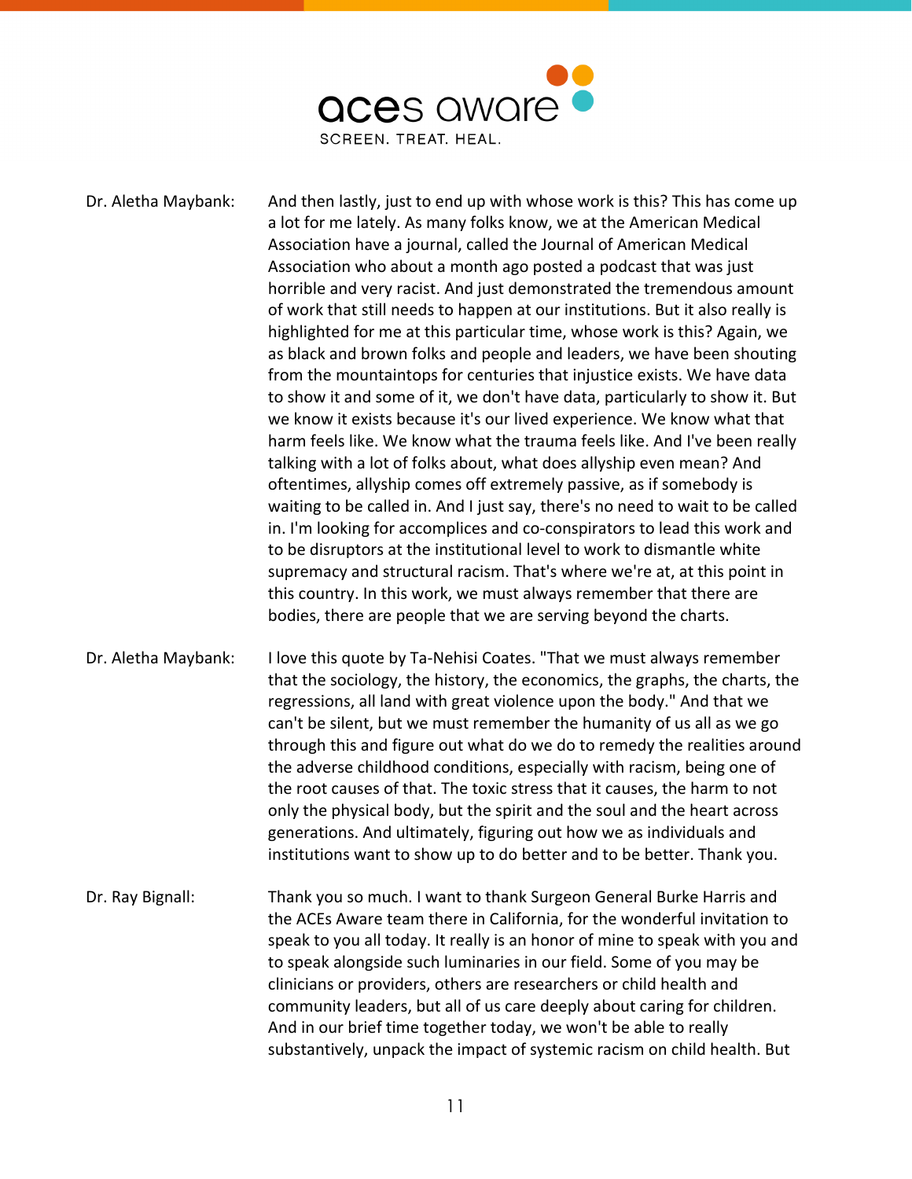Dr. Aletha Maybank: And then lastly, just to end up with whose work is this? This has come up a lot for me lately. As many folks know, we at the American Medical Association have a journal, called the Journal of American Medical Association who about a month ago posted a podcast that was just horrible and very racist. And just demonstrated the tremendous amount of work that still needs to happen at our institutions. But it also really is highlighted for me at this particular time, whose work is this? Again, we as black and brown folks and people and leaders, we have been shouting from the mountaintops for centuries that injustice exists. We have data to show it and some of it, we don't have data, particularly to show it. But we know it exists because it's our lived experience. We know what that harm feels like. We know what the trauma feels like. And I've been really talking with a lot of folks about, what does allyship even mean? And oftentimes, allyship comes off extremely passive, as if somebody is waiting to be called in. And I just say, there's no need to wait to be called in. I'm looking for accomplices and co-conspirators to lead this work and to be disruptors at the institutional level to work to dismantle white supremacy and structural racism. That's where we're at, at this point in this country. In this work, we must always remember that there are bodies, there are people that we are serving beyond the charts.

Dr. Aletha Maybank: I love this quote by Ta-Nehisi Coates. "That we must always remember that the sociology, the history, the economics, the graphs, the charts, the regressions, all land with great violence upon the body." And that we can't be silent, but we must remember the humanity of us all as we go through this and figure out what do we do to remedy the realities around the adverse childhood conditions, especially with racism, being one of the root causes of that. The toxic stress that it causes, the harm to not only the physical body, but the spirit and the soul and the heart across generations. And ultimately, figuring out how we as individuals and institutions want to show up to do better and to be better. Thank you.

Dr. Ray Bignall: Thank you so much. I want to thank Surgeon General Burke Harris and the ACEs Aware team there in California, for the wonderful invitation to speak to you all today. It really is an honor of mine to speak with you and to speak alongside such luminaries in our field. Some of you may be clinicians or providers, others are researchers or child health and community leaders, but all of us care deeply about caring for children. And in our brief time together today, we won't be able to really substantively, unpack the impact of systemic racism on child health. But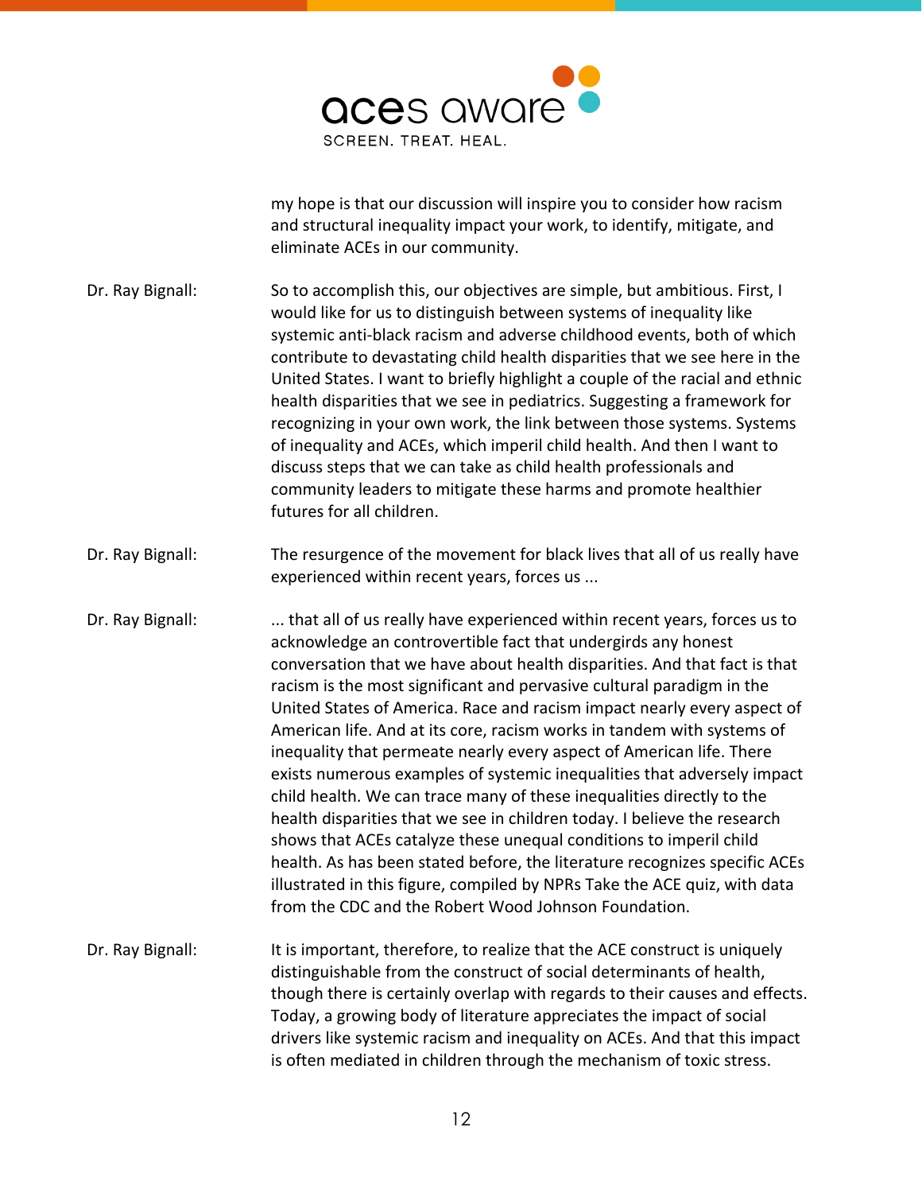my hope is that our discussion will inspire you to consider how racism and structural inequality impact your work, to identify, mitigate, and eliminate ACEs in our community.

Dr. Ray Bignall: So to accomplish this, our objectives are simple, but ambitious. First, I would like for us to distinguish between systems of inequality like systemic anti-black racism and adverse childhood events, both of which contribute to devastating child health disparities that we see here in the United States. I want to briefly highlight a couple of the racial and ethnic health disparities that we see in pediatrics. Suggesting a framework for recognizing in your own work, the link between those systems. Systems of inequality and ACEs, which imperil child health. And then I want to discuss steps that we can take as child health professionals and community leaders to mitigate these harms and promote healthier futures for all children.

Dr. Ray Bignall: The resurgence of the movement for black lives that all of us really have experienced within recent years, forces us ...

Dr. Ray Bignall: ... that all of us really have experienced within recent years, forces us to acknowledge an controvertible fact that undergirds any honest conversation that we have about health disparities. And that fact is that racism is the most significant and pervasive cultural paradigm in the United States of America. Race and racism impact nearly every aspect of American life. And at its core, racism works in tandem with systems of inequality that permeate nearly every aspect of American life. There exists numerous examples of systemic inequalities that adversely impact child health. We can trace many of these inequalities directly to the health disparities that we see in children today. I believe the research shows that ACEs catalyze these unequal conditions to imperil child health. As has been stated before, the literature recognizes specific ACEs illustrated in this figure, compiled by NPRs Take the ACE quiz, with data from the CDC and the Robert Wood Johnson Foundation.

Dr. Ray Bignall: It is important, therefore, to realize that the ACE construct is uniquely distinguishable from the construct of social determinants of health, though there is certainly overlap with regards to their causes and effects. Today, a growing body of literature appreciates the impact of social drivers like systemic racism and inequality on ACEs. And that this impact is often mediated in children through the mechanism of toxic stress.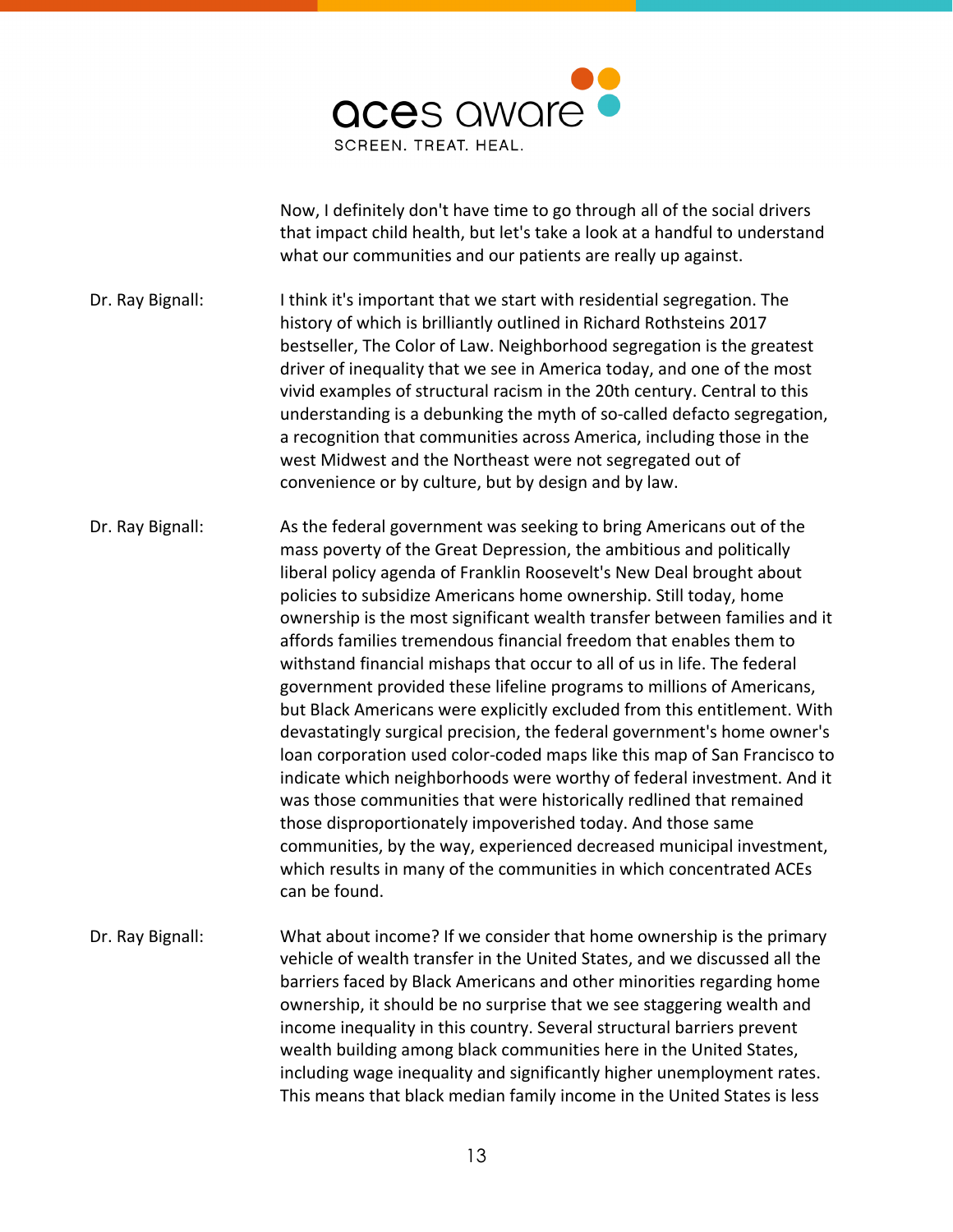Now, I definitely don't have time to go through all of the social drivers that impact child health, but let's take a look at a handful to understand what our communities and our patients are really up against.

Dr. Ray Bignall: I think it's important that we start with residential segregation. The history of which is brilliantly outlined in Richard Rothsteins 2017 bestseller, The Color of Law. Neighborhood segregation is the greatest driver of inequality that we see in America today, and one of the most vivid examples of structural racism in the 20th century. Central to this understanding is a debunking the myth of so-called defacto segregation, a recognition that communities across America, including those in the west Midwest and the Northeast were not segregated out of convenience or by culture, but by design and by law.

Dr. Ray Bignall: As the federal government was seeking to bring Americans out of the mass poverty of the Great Depression, the ambitious and politically liberal policy agenda of Franklin Roosevelt's New Deal brought about policies to subsidize Americans home ownership. Still today, home ownership is the most significant wealth transfer between families and it affords families tremendous financial freedom that enables them to withstand financial mishaps that occur to all of us in life. The federal government provided these lifeline programs to millions of Americans, but Black Americans were explicitly excluded from this entitlement. With devastatingly surgical precision, the federal government's home owner's loan corporation used color-coded maps like this map of San Francisco to indicate which neighborhoods were worthy of federal investment. And it was those communities that were historically redlined that remained those disproportionately impoverished today. And those same communities, by the way, experienced decreased municipal investment, which results in many of the communities in which concentrated ACEs can be found.

Dr. Ray Bignall: What about income? If we consider that home ownership is the primary vehicle of wealth transfer in the United States, and we discussed all the barriers faced by Black Americans and other minorities regarding home ownership, it should be no surprise that we see staggering wealth and income inequality in this country. Several structural barriers prevent wealth building among black communities here in the United States, including wage inequality and significantly higher unemployment rates. This means that black median family income in the United States is less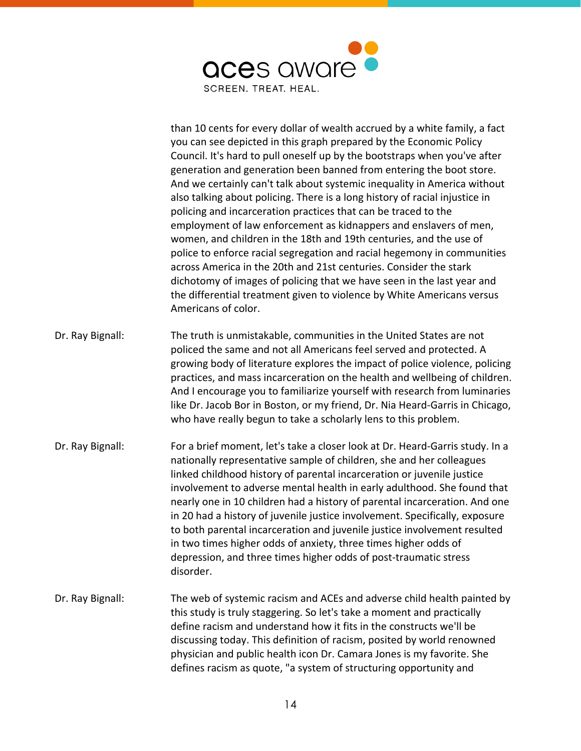than 10 cents for every dollar of wealth accrued by a white family, a fact you can see depicted in this graph prepared by the Economic Policy Council. It's hard to pull oneself up by the bootstraps when you've after generation and generation been banned from entering the boot store. And we certainly can't talk about systemic inequality in America without also talking about policing. There is a long history of racial injustice in policing and incarceration practices that can be traced to the employment of law enforcement as kidnappers and enslavers of men, women, and children in the 18th and 19th centuries, and the use of police to enforce racial segregation and racial hegemony in communities across America in the 20th and 21st centuries. Consider the stark dichotomy of images of policing that we have seen in the last year and the differential treatment given to violence by White Americans versus Americans of color.

Dr. Ray Bignall: The truth is unmistakable, communities in the United States are not policed the same and not all Americans feel served and protected. A growing body of literature explores the impact of police violence, policing practices, and mass incarceration on the health and wellbeing of children. And I encourage you to familiarize yourself with research from luminaries like Dr. Jacob Bor in Boston, or my friend, Dr. Nia Heard-Garris in Chicago, who have really begun to take a scholarly lens to this problem.

Dr. Ray Bignall: For a brief moment, let's take a closer look at Dr. Heard-Garris study. In a nationally representative sample of children, she and her colleagues linked childhood history of parental incarceration or juvenile justice involvement to adverse mental health in early adulthood. She found that nearly one in 10 children had a history of parental incarceration. And one in 20 had a history of juvenile justice involvement. Specifically, exposure to both parental incarceration and juvenile justice involvement resulted in two times higher odds of anxiety, three times higher odds of depression, and three times higher odds of post-traumatic stress disorder.

Dr. Ray Bignall: The web of systemic racism and ACEs and adverse child health painted by this study is truly staggering. So let's take a moment and practically define racism and understand how it fits in the constructs we'll be discussing today. This definition of racism, posited by world renowned physician and public health icon Dr. Camara Jones is my favorite. She defines racism as quote, "a system of structuring opportunity and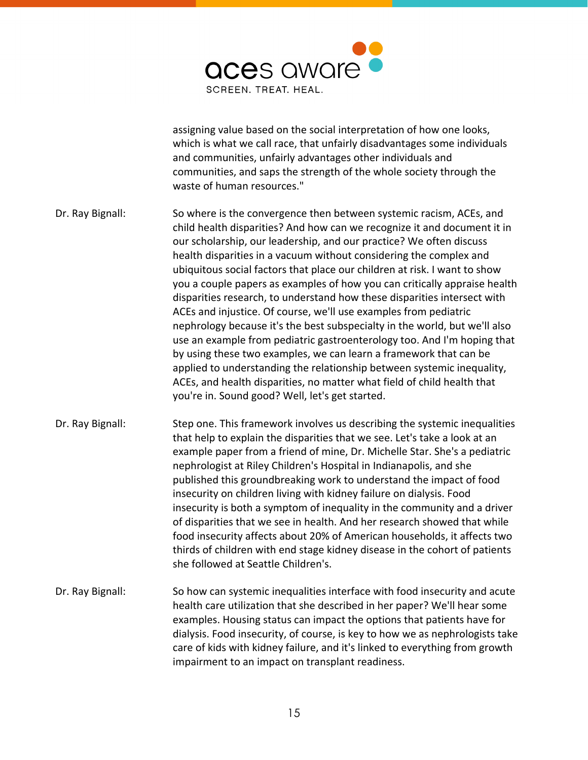assigning value based on the social interpretation of how one looks, which is what we call race, that unfairly disadvantages some individuals and communities, unfairly advantages other individuals and communities, and saps the strength of the whole society through the waste of human resources."

Dr. Ray Bignall: So where is the convergence then between systemic racism, ACEs, and child health disparities? And how can we recognize it and document it in our scholarship, our leadership, and our practice? We often discuss health disparities in a vacuum without considering the complex and ubiquitous social factors that place our children at risk. I want to show you a couple papers as examples of how you can critically appraise health disparities research, to understand how these disparities intersect with ACEs and injustice. Of course, we'll use examples from pediatric nephrology because it's the best subspecialty in the world, but we'll also use an example from pediatric gastroenterology too. And I'm hoping that by using these two examples, we can learn a framework that can be applied to understanding the relationship between systemic inequality, ACEs, and health disparities, no matter what field of child health that you're in. Sound good? Well, let's get started.

Dr. Ray Bignall: Step one. This framework involves us describing the systemic inequalities that help to explain the disparities that we see. Let's take a look at an example paper from a friend of mine, Dr. Michelle Star. She's a pediatric nephrologist at Riley Children's Hospital in Indianapolis, and she published this groundbreaking work to understand the impact of food insecurity on children living with kidney failure on dialysis. Food insecurity is both a symptom of inequality in the community and a driver of disparities that we see in health. And her research showed that while food insecurity affects about 20% of American households, it affects two thirds of children with end stage kidney disease in the cohort of patients she followed at Seattle Children's.

Dr. Ray Bignall: So how can systemic inequalities interface with food insecurity and acute health care utilization that she described in her paper? We'll hear some examples. Housing status can impact the options that patients have for dialysis. Food insecurity, of course, is key to how we as nephrologists take care of kids with kidney failure, and it's linked to everything from growth impairment to an impact on transplant readiness.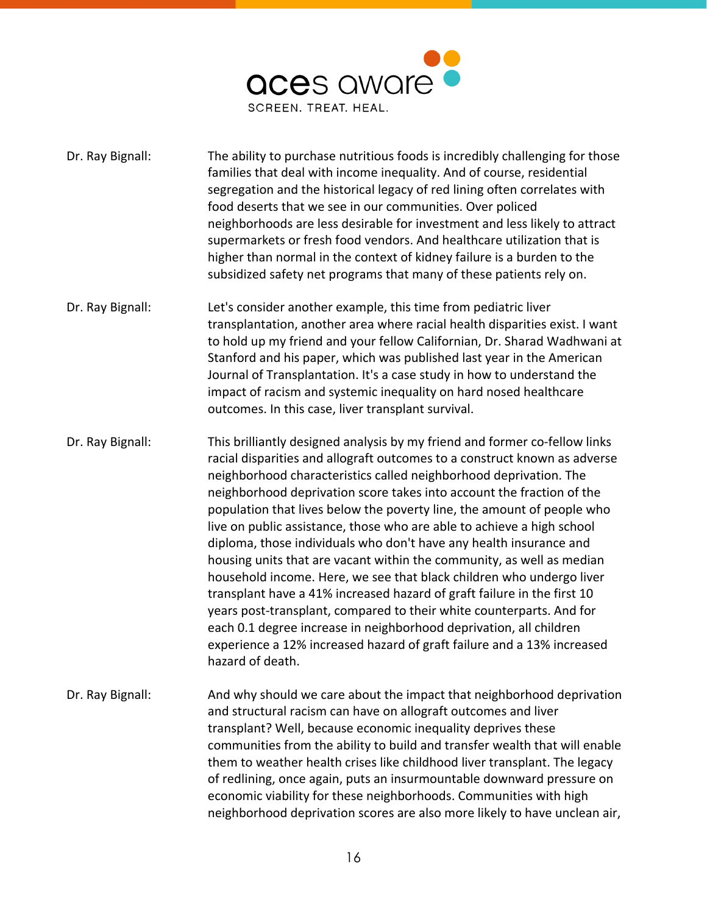Dr. Ray Bignall: The ability to purchase nutritious foods is incredibly challenging for those families that deal with income inequality. And of course, residential segregation and the historical legacy of red lining often correlates with food deserts that we see in our communities. Over policed neighborhoods are less desirable for investment and less likely to attract supermarkets or fresh food vendors. And healthcare utilization that is higher than normal in the context of kidney failure is a burden to the subsidized safety net programs that many of these patients rely on.

Dr. Ray Bignall: Let's consider another example, this time from pediatric liver transplantation, another area where racial health disparities exist. I want to hold up my friend and your fellow Californian, Dr. Sharad Wadhwani at Stanford and his paper, which was published last year in the American Journal of Transplantation. It's a case study in how to understand the impact of racism and systemic inequality on hard nosed healthcare outcomes. In this case, liver transplant survival.

Dr. Ray Bignall: This brilliantly designed analysis by my friend and former co-fellow links racial disparities and allograft outcomes to a construct known as adverse neighborhood characteristics called neighborhood deprivation. The neighborhood deprivation score takes into account the fraction of the population that lives below the poverty line, the amount of people who live on public assistance, those who are able to achieve a high school diploma, those individuals who don't have any health insurance and housing units that are vacant within the community, as well as median household income. Here, we see that black children who undergo liver transplant have a 41% increased hazard of graft failure in the first 10 years post-transplant, compared to their white counterparts. And for each 0.1 degree increase in neighborhood deprivation, all children experience a 12% increased hazard of graft failure and a 13% increased hazard of death.

Dr. Ray Bignall: And why should we care about the impact that neighborhood deprivation and structural racism can have on allograft outcomes and liver transplant? Well, because economic inequality deprives these communities from the ability to build and transfer wealth that will enable them to weather health crises like childhood liver transplant. The legacy of redlining, once again, puts an insurmountable downward pressure on economic viability for these neighborhoods. Communities with high neighborhood deprivation scores are also more likely to have unclean air,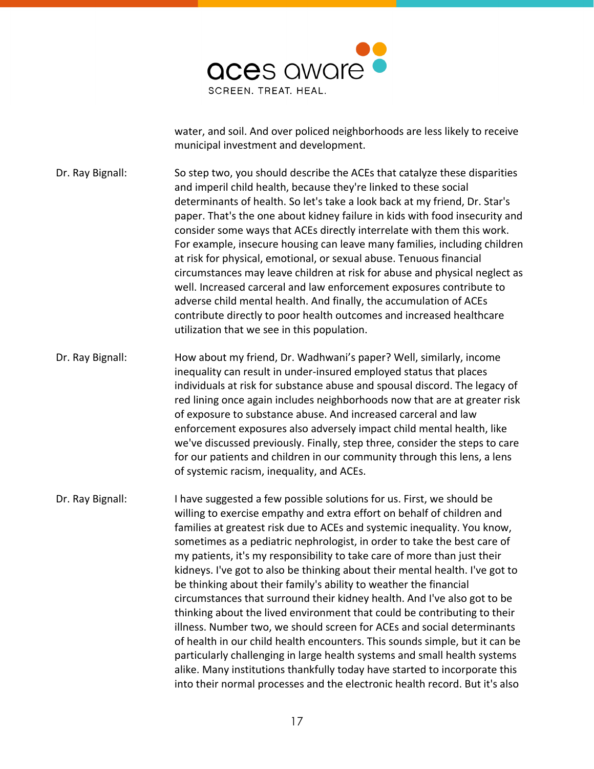water, and soil. And over policed neighborhoods are less likely to receive municipal investment and development.

Dr. Ray Bignall: So step two, you should describe the ACEs that catalyze these disparities and imperil child health, because they're linked to these social determinants of health. So let's take a look back at my friend, Dr. Star's paper. That's the one about kidney failure in kids with food insecurity and consider some ways that ACEs directly interrelate with them this work. For example, insecure housing can leave many families, including children at risk for physical, emotional, or sexual abuse. Tenuous financial circumstances may leave children at risk for abuse and physical neglect as well. Increased carceral and law enforcement exposures contribute to adverse child mental health. And finally, the accumulation of ACEs contribute directly to poor health outcomes and increased healthcare utilization that we see in this population.

Dr. Ray Bignall: How about my friend, Dr. Wadhwani's paper? Well, similarly, income inequality can result in under-insured employed status that places individuals at risk for substance abuse and spousal discord. The legacy of red lining once again includes neighborhoods now that are at greater risk of exposure to substance abuse. And increased carceral and law enforcement exposures also adversely impact child mental health, like we've discussed previously. Finally, step three, consider the steps to care for our patients and children in our community through this lens, a lens of systemic racism, inequality, and ACEs.

Dr. Ray Bignall: I have suggested a few possible solutions for us. First, we should be willing to exercise empathy and extra effort on behalf of children and families at greatest risk due to ACEs and systemic inequality. You know, sometimes as a pediatric nephrologist, in order to take the best care of my patients, it's my responsibility to take care of more than just their kidneys. I've got to also be thinking about their mental health. I've got to be thinking about their family's ability to weather the financial circumstances that surround their kidney health. And I've also got to be thinking about the lived environment that could be contributing to their illness. Number two, we should screen for ACEs and social determinants of health in our child health encounters. This sounds simple, but it can be particularly challenging in large health systems and small health systems alike. Many institutions thankfully today have started to incorporate this into their normal processes and the electronic health record. But it's also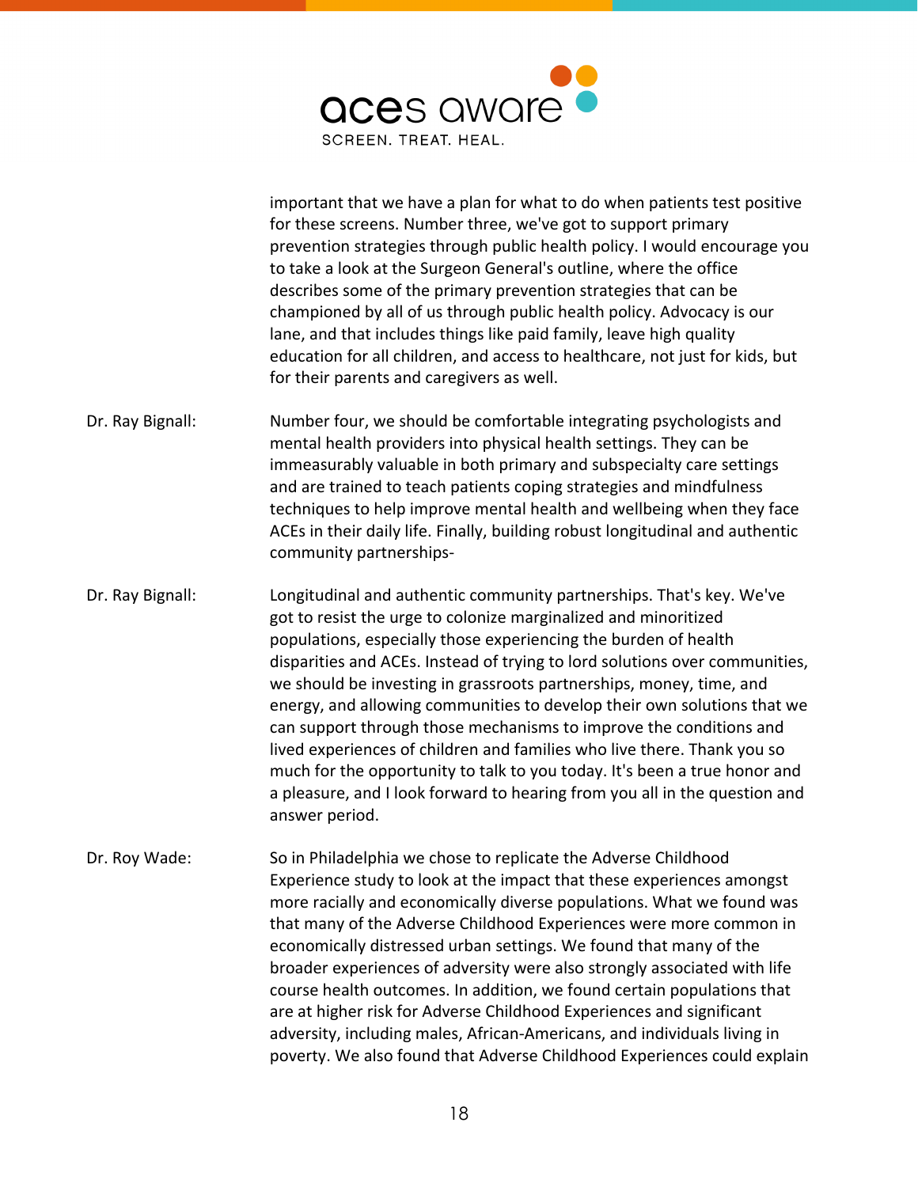important that we have a plan for what to do when patients test positive for these screens. Number three, we've got to support primary prevention strategies through public health policy. I would encourage you to take a look at the Surgeon General's outline, where the office describes some of the primary prevention strategies that can be championed by all of us through public health policy. Advocacy is our lane, and that includes things like paid family, leave high quality education for all children, and access to healthcare, not just for kids, but for their parents and caregivers as well.

Dr. Ray Bignall: Number four, we should be comfortable integrating psychologists and mental health providers into physical health settings. They can be immeasurably valuable in both primary and subspecialty care settings and are trained to teach patients coping strategies and mindfulness techniques to help improve mental health and wellbeing when they face ACEs in their daily life. Finally, building robust longitudinal and authentic community partnerships-

Dr. Ray Bignall: Longitudinal and authentic community partnerships. That's key. We've got to resist the urge to colonize marginalized and minoritized populations, especially those experiencing the burden of health disparities and ACEs. Instead of trying to lord solutions over communities, we should be investing in grassroots partnerships, money, time, and energy, and allowing communities to develop their own solutions that we can support through those mechanisms to improve the conditions and lived experiences of children and families who live there. Thank you so much for the opportunity to talk to you today. It's been a true honor and a pleasure, and I look forward to hearing from you all in the question and answer period.

Dr. Roy Wade: So in Philadelphia we chose to replicate the Adverse Childhood Experience study to look at the impact that these experiences amongst more racially and economically diverse populations. What we found was that many of the Adverse Childhood Experiences were more common in economically distressed urban settings. We found that many of the broader experiences of adversity were also strongly associated with life course health outcomes. In addition, we found certain populations that are at higher risk for Adverse Childhood Experiences and significant adversity, including males, African-Americans, and individuals living in poverty. We also found that Adverse Childhood Experiences could explain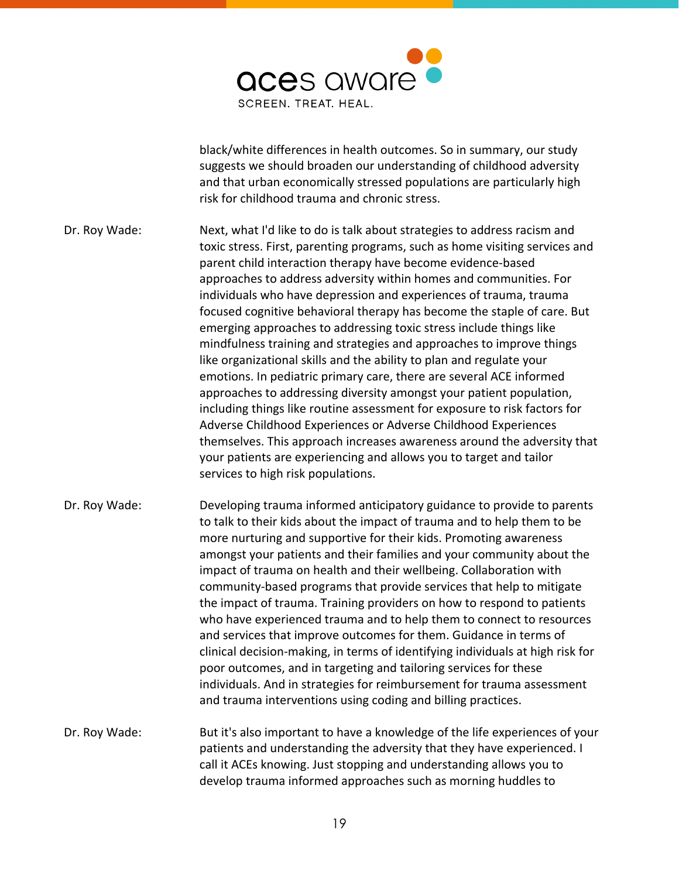black/white differences in health outcomes. So in summary, our study suggests we should broaden our understanding of childhood adversity and that urban economically stressed populations are particularly high risk for childhood trauma and chronic stress.

Dr. Roy Wade: Next, what I'd like to do is talk about strategies to address racism and toxic stress. First, parenting programs, such as home visiting services and parent child interaction therapy have become evidence-based approaches to address adversity within homes and communities. For individuals who have depression and experiences of trauma, trauma focused cognitive behavioral therapy has become the staple of care. But emerging approaches to addressing toxic stress include things like mindfulness training and strategies and approaches to improve things like organizational skills and the ability to plan and regulate your emotions. In pediatric primary care, there are several ACE informed approaches to addressing diversity amongst your patient population, including things like routine assessment for exposure to risk factors for Adverse Childhood Experiences or Adverse Childhood Experiences themselves. This approach increases awareness around the adversity that your patients are experiencing and allows you to target and tailor services to high risk populations.

Dr. Roy Wade: Developing trauma informed anticipatory guidance to provide to parents to talk to their kids about the impact of trauma and to help them to be more nurturing and supportive for their kids. Promoting awareness amongst your patients and their families and your community about the impact of trauma on health and their wellbeing. Collaboration with community-based programs that provide services that help to mitigate the impact of trauma. Training providers on how to respond to patients who have experienced trauma and to help them to connect to resources and services that improve outcomes for them. Guidance in terms of clinical decision-making, in terms of identifying individuals at high risk for poor outcomes, and in targeting and tailoring services for these individuals. And in strategies for reimbursement for trauma assessment and trauma interventions using coding and billing practices.

Dr. Roy Wade: But it's also important to have a knowledge of the life experiences of your patients and understanding the adversity that they have experienced. I call it ACEs knowing. Just stopping and understanding allows you to develop trauma informed approaches such as morning huddles to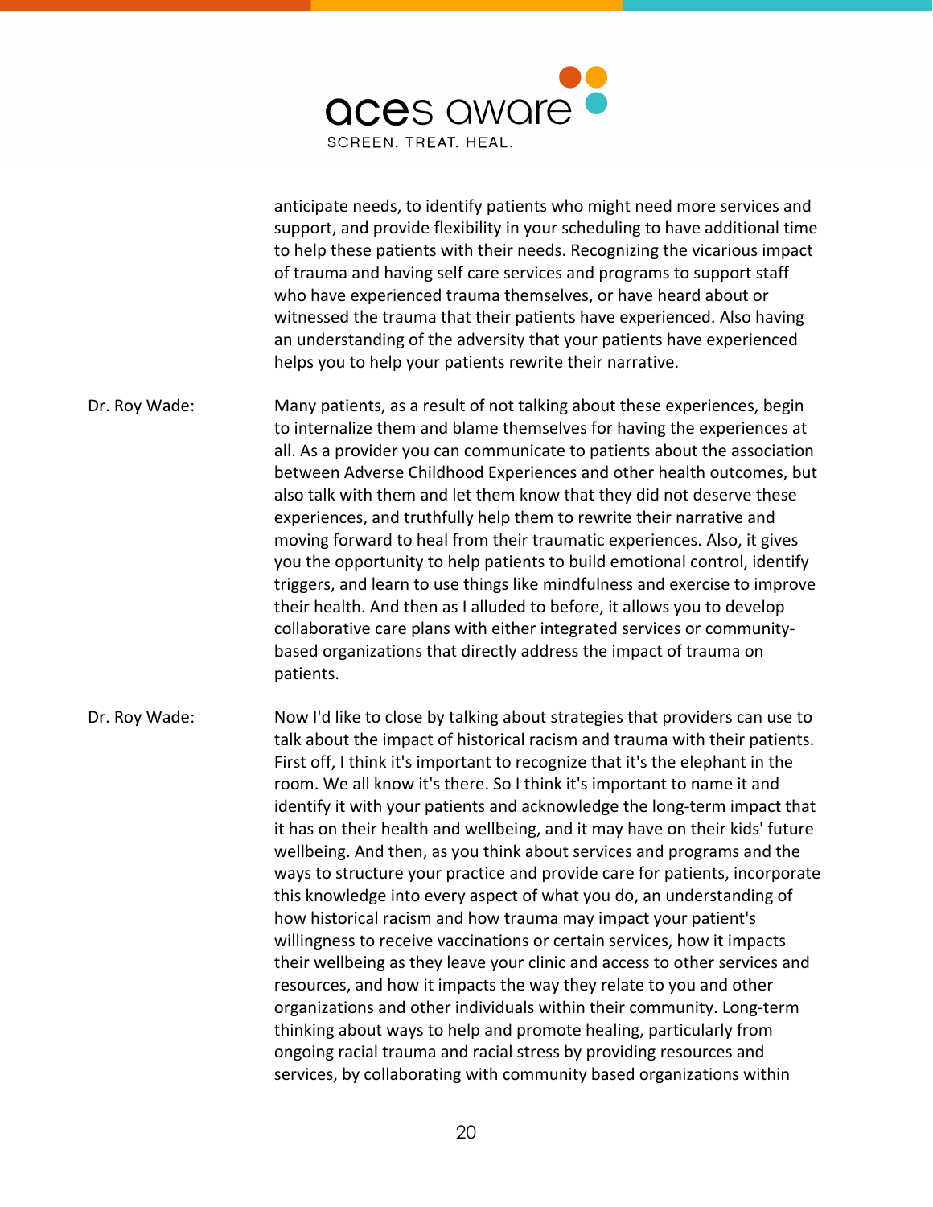anticipate needs, to identify patients who might need more services and support, and provide flexibility in your scheduling to have additional time to help these patients with their needs. Recognizing the vicarious impact of trauma and having self care services and programs to support staff who have experienced trauma themselves, or have heard about or witnessed the trauma that their patients have experienced. Also having an understanding of the adversity that your patients have experienced helps you to help your patients rewrite their narrative.

Dr. Roy Wade: Many patients, as a result of not talking about these experiences, begin to internalize them and blame themselves for having the experiences at all. As a provider you can communicate to patients about the association between Adverse Childhood Experiences and other health outcomes, but also talk with them and let them know that they did not deserve these experiences, and truthfully help them to rewrite their narrative and moving forward to heal from their traumatic experiences. Also, it gives you the opportunity to help patients to build emotional control, identify triggers, and learn to use things like mindfulness and exercise to improve their health. And then as I alluded to before, it allows you to develop collaborative care plans with either integrated services or community-based organizations that directly address the impact of trauma on patients.

Dr. Roy Wade: Now I'd like to close by talking about strategies that providers can use to talk about the impact of historical racism and trauma with their patients. First off, I think it's important to recognize that it's the elephant in the room. We all know it's there. So I think it's important to name it and identify it with your patients and acknowledge the long-term impact that it has on their health and wellbeing, and it may have on their kids' future wellbeing. And then, as you think about services and programs and the ways to structure your practice and provide care for patients, incorporate this knowledge into every aspect of what you do, an understanding of how historical racism and how trauma may impact your patient's willingness to receive vaccinations or certain services, how it impacts their wellbeing as they leave your clinic and access to other services and resources, and how it impacts the way they relate to you and other organizations and other individuals within their community. Long-term thinking about ways to help and promote healing, particularly from ongoing racial trauma and racial stress by providing resources and services, by collaborating with community based organizations within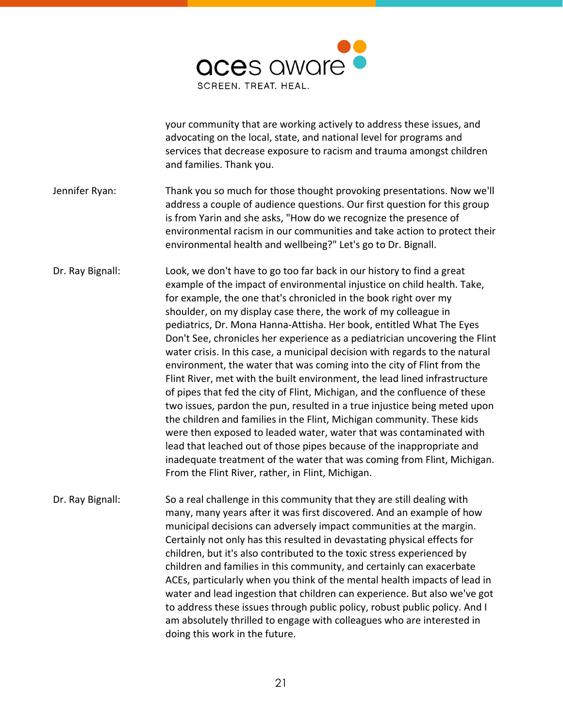your community that are working actively to address these issues, and advocating on the local, state, and national level for programs and services that decrease exposure to racism and trauma amongst children and families. Thank you.

Jennifer Ryan: Thank you so much for those thought provoking presentations. Now we'll address a couple of audience questions. Our first question for this group is from Yarin and she asks, "How do we recognize the presence of environmental racism in our communities and take action to protect their environmental health and wellbeing?" Let's go to Dr. Bignall.

Dr. Ray Bignall: Look, we don't have to go too far back in our history to find a great example of the impact of environmental injustice on child health. Take, for example, the one that's chronicled in the book right over my shoulder, on my display case there, the work of my colleague in pediatrics, Dr. Mona Hanna-Attisha. Her book, entitled What The Eyes Don't See, chronicles her experience as a pediatrician uncovering the Flint water crisis. In this case, a municipal decision with regards to the natural environment, the water that was coming into the city of Flint from the Flint River, met with the built environment, the lead lined infrastructure of pipes that fed the city of Flint, Michigan, and the confluence of these two issues, pardon the pun, resulted in a true injustice being meted upon the children and families in the Flint, Michigan community. These kids were then exposed to leaded water, water that was contaminated with lead that leached out of those pipes because of the inappropriate and inadequate treatment of the water that was coming from Flint, Michigan. From the Flint River, rather, in Flint, Michigan.

Dr. Ray Bignall: So a real challenge in this community that they are still dealing with many, many years after it was first discovered. And an example of how municipal decisions can adversely impact communities at the margin. Certainly not only has this resulted in devastating physical effects for children, but it's also contributed to the toxic stress experienced by children and families in this community, and certainly can exacerbate ACEs, particularly when you think of the mental health impacts of lead in water and lead ingestion that children can experience. But also we've got to address these issues through public policy, robust public policy. And I am absolutely thrilled to engage with colleagues who are interested in doing this work in the future.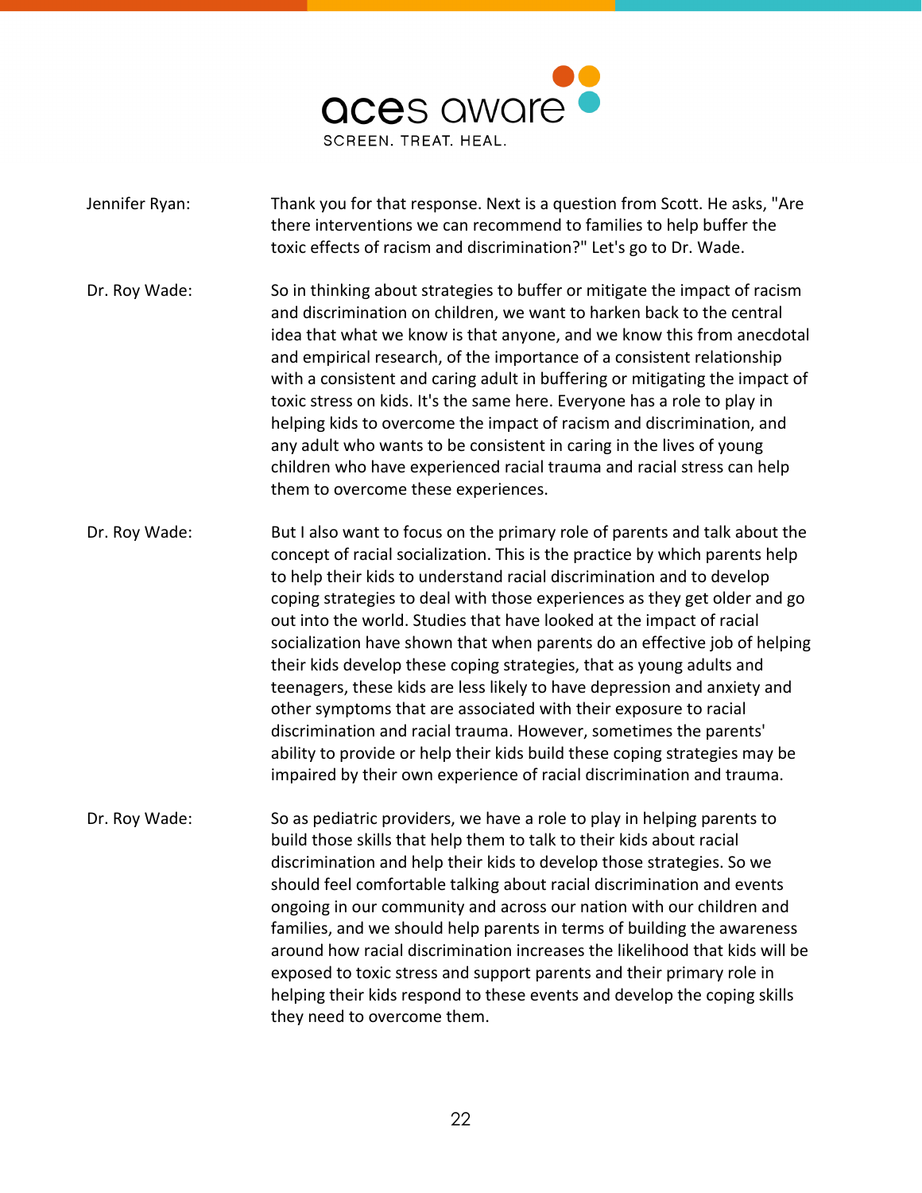Jennifer Ryan: Thank you for that response. Next is a question from Scott. He asks, "Are there interventions we can recommend to families to help buffer the toxic effects of racism and discrimination?" Let's go to Dr. Wade.

Dr. Roy Wade: So in thinking about strategies to buffer or mitigate the impact of racism and discrimination on children, we want to harken back to the central idea that what we know is that anyone, and we know this from anecdotal and empirical research, of the importance of a consistent relationship with a consistent and caring adult in buffering or mitigating the impact of toxic stress on kids. It's the same here. Everyone has a role to play in helping kids to overcome the impact of racism and discrimination, and any adult who wants to be consistent in caring in the lives of young children who have experienced racial trauma and racial stress can help them to overcome these experiences.

Dr. Roy Wade: But I also want to focus on the primary role of parents and talk about the concept of racial socialization. This is the practice by which parents help to help their kids to understand racial discrimination and to develop coping strategies to deal with those experiences as they get older and go out into the world. Studies that have looked at the impact of racial socialization have shown that when parents do an effective job of helping their kids develop these coping strategies, that as young adults and teenagers, these kids are less likely to have depression and anxiety and other symptoms that are associated with their exposure to racial discrimination and racial trauma. However, sometimes the parents' ability to provide or help their kids build these coping strategies may be impaired by their own experience of racial discrimination and trauma.

Dr. Roy Wade: So as pediatric providers, we have a role to play in helping parents to build those skills that help them to talk to their kids about racial discrimination and help their kids to develop those strategies. So we should feel comfortable talking about racial discrimination and events ongoing in our community and across our nation with our children and families, and we should help parents in terms of building the awareness around how racial discrimination increases the likelihood that kids will be exposed to toxic stress and support parents and their primary role in helping their kids respond to these events and develop the coping skills they need to overcome them.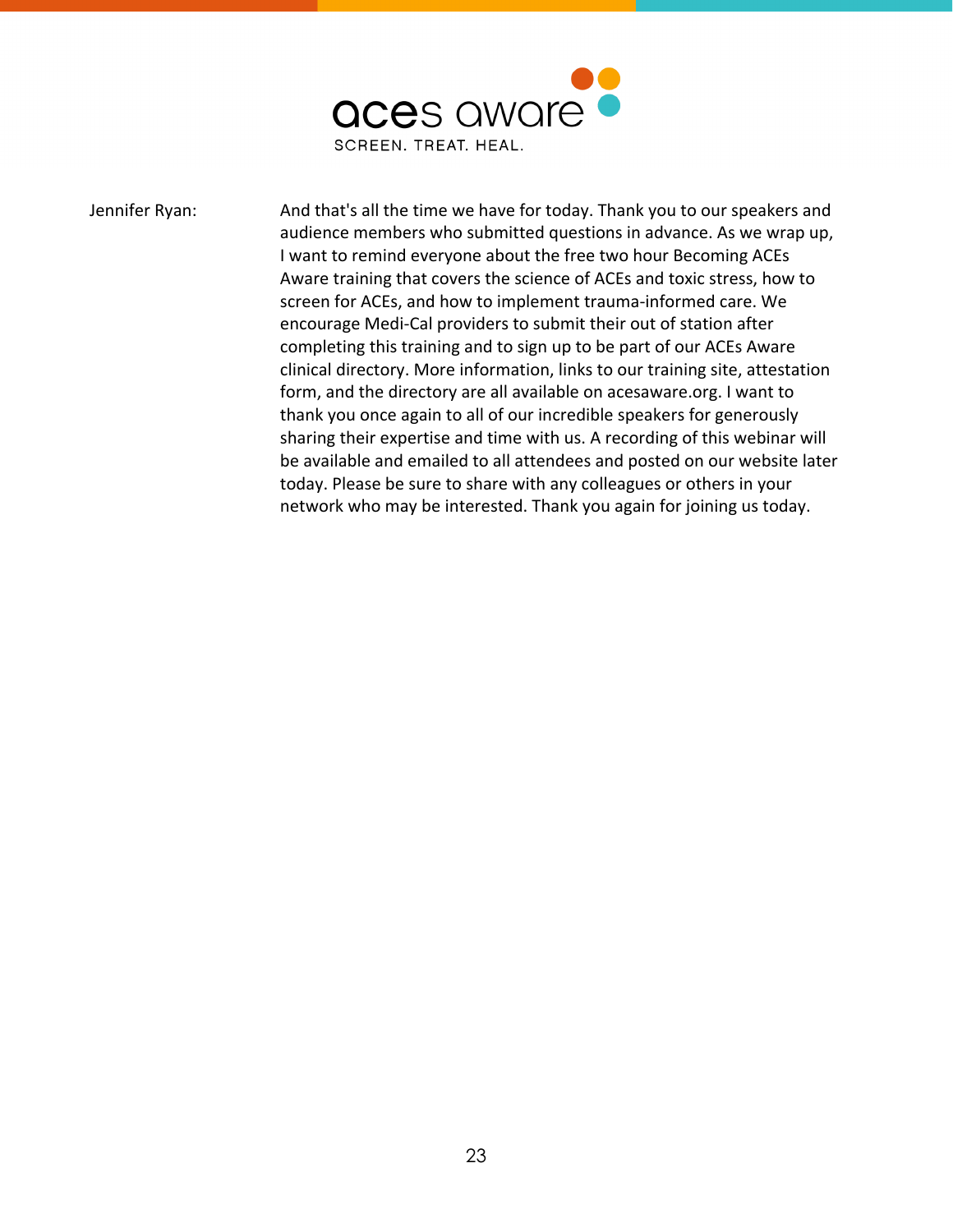Jennifer Ryan: And that's all the time we have for today. Thank you to our speakers and audience members who submitted questions in advance. As we wrap up, I want to remind everyone about the free two hour Becoming ACEs Aware training that covers the science of ACEs and toxic stress, how to screen for ACEs, and how to implement trauma-informed care. We encourage Medi-Cal providers to submit their out of station after completing this training and to sign up to be part of our ACEs Aware clinical directory. More information, links to our training site, attestation form, and the directory are all available on acesaware.org. I want to thank you once again to all of our incredible speakers for generously sharing their expertise and time with us. A recording of this webinar will be available and emailed to all attendees and posted on our website later today. Please be sure to share with any colleagues or others in your network who may be interested. Thank you again for joining us today.